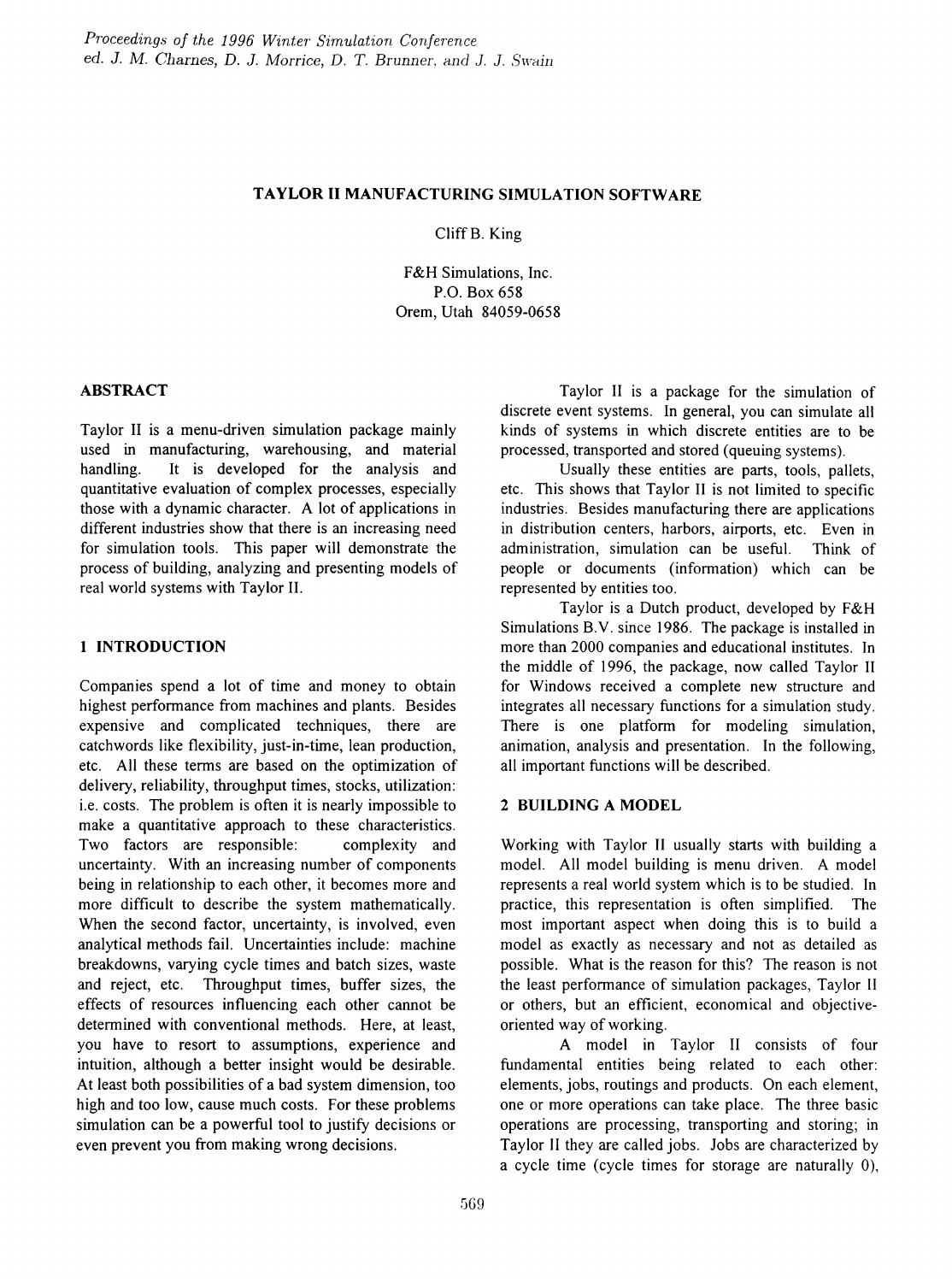*Proceedings of the 1996 Winter Simulation Conference*
*ed. J. M. Charnes, D. J. Morrice, D. T. Brunner, and J. J. Swain*

# TAYLOR II MANUFACTURING SIMULATION SOFTWARE

Cliff B. King

F&H Simulations, Inc.
P.O. Box 658
Orem, Utah 84059-0658

## ABSTRACT

Taylor II is a menu-driven simulation package mainly used in manufacturing, warehousing, and material handling. It is developed for the analysis and quantitative evaluation of complex processes, especially those with a dynamic character. A lot of applications in different industries show that there is an increasing need for simulation tools. This paper will demonstrate the process of building, analyzing and presenting models of real world systems with Taylor II.

## 1 INTRODUCTION

Companies spend a lot of time and money to obtain highest performance from machines and plants. Besides expensive and complicated techniques, there are catchwords like flexibility, just-in-time, lean production, etc. All these terms are based on the optimization of delivery, reliability, throughput times, stocks, utilization: i.e. costs. The problem is often it is nearly impossible to make a quantitative approach to these characteristics. Two factors are responsible: complexity and uncertainty. With an increasing number of components being in relationship to each other, it becomes more and more difficult to describe the system mathematically. When the second factor, uncertainty, is involved, even analytical methods fail. Uncertainties include: machine breakdowns, varying cycle times and batch sizes, waste and reject, etc. Throughput times, buffer sizes, the effects of resources influencing each other cannot be determined with conventional methods. Here, at least, you have to resort to assumptions, experience and intuition, although a better insight would be desirable. At least both possibilities of a bad system dimension, too high and too low, cause much costs. For these problems simulation can be a powerful tool to justify decisions or even prevent you from making wrong decisions.

Taylor II is a package for the simulation of discrete event systems. In general, you can simulate all kinds of systems in which discrete entities are to be processed, transported and stored (queuing systems).

Usually these entities are parts, tools, pallets, etc. This shows that Taylor II is not limited to specific industries. Besides manufacturing there are applications in distribution centers, harbors, airports, etc. Even in administration, simulation can be useful. Think of people or documents (information) which can be represented by entities too.

Taylor is a Dutch product, developed by F&H Simulations B.V. since 1986. The package is installed in more than 2000 companies and educational institutes. In the middle of 1996, the package, now called Taylor II for Windows received a complete new structure and integrates all necessary functions for a simulation study. There is one platform for modeling simulation, animation, analysis and presentation. In the following, all important functions will be described.

## 2 BUILDING A MODEL

Working with Taylor II usually starts with building a model. All model building is menu driven. A model represents a real world system which is to be studied. In practice, this representation is often simplified. The most important aspect when doing this is to build a model as exactly as necessary and not as detailed as possible. What is the reason for this? The reason is not the least performance of simulation packages, Taylor II or others, but an efficient, economical and objective-oriented way of working.

A model in Taylor II consists of four fundamental entities being related to each other: elements, jobs, routings and products. On each element, one or more operations can take place. The three basic operations are processing, transporting and storing; in Taylor II they are called jobs. Jobs are characterized by a cycle time (cycle times for storage are naturally 0),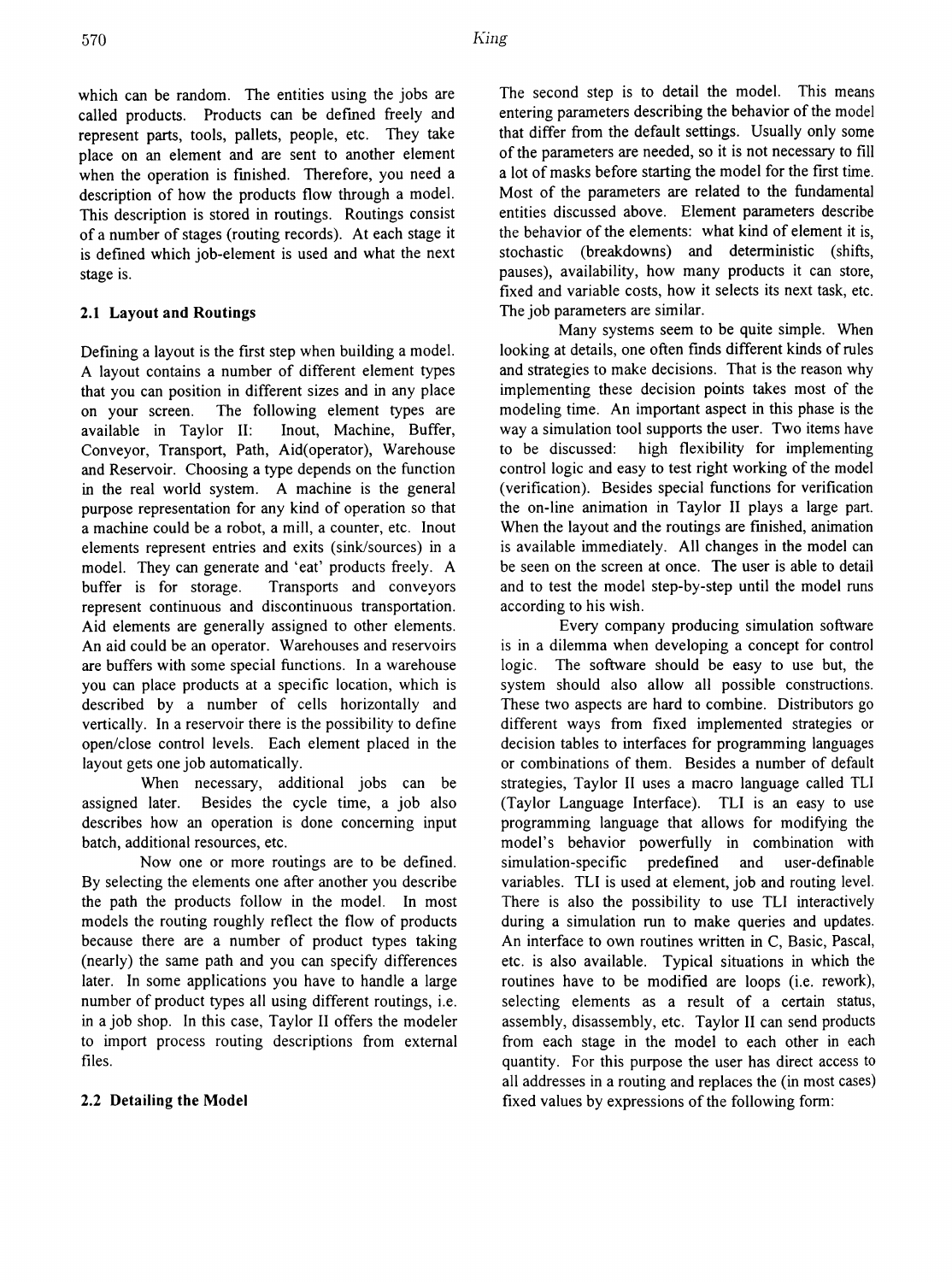which can be random. The entities using the jobs are called products. Products can be defined freely and represent parts, tools, pallets, people, etc. They take place on an element and are sent to another element when the operation is finished. Therefore, you need a description of how the products flow through a model. This description is stored in routings. Routings consist of a number of stages (routing records). At each stage it is defined which job-element is used and what the next stage is.

### 2.1 Layout and Routings

Defining a layout is the first step when building a model. A layout contains a number of different element types that you can position in different sizes and in any place on your screen. The following element types are available in Taylor II: Inout, Machine, Buffer, Conveyor, Transport, Path, Aid(operator), Warehouse and Reservoir. Choosing a type depends on the function in the real world system. A machine is the general purpose representation for any kind of operation so that a machine could be a robot, a mill, a counter, etc. Inout elements represent entries and exits (sink/sources) in a model. They can generate and 'eat' products freely. A buffer is for storage. Transports and conveyors represent continuous and discontinuous transportation. Aid elements are generally assigned to other elements. An aid could be an operator. Warehouses and reservoirs are buffers with some special functions. In a warehouse you can place products at a specific location, which is described by a number of cells horizontally and vertically. In a reservoir there is the possibility to define open/close control levels. Each element placed in the layout gets one job automatically.

When necessary, additional jobs can be assigned later. Besides the cycle time, a job also describes how an operation is done concerning input batch, additional resources, etc.

Now one or more routings are to be defined. By selecting the elements one after another you describe the path the products follow in the model. In most models the routing roughly reflect the flow of products because there are a number of product types taking (nearly) the same path and you can specify differences later. In some applications you have to handle a large number of product types all using different routings, i.e. in a job shop. In this case, Taylor II offers the modeler to import process routing descriptions from external files.

### 2.2 Detailing the Model

The second step is to detail the model. This means entering parameters describing the behavior of the model that differ from the default settings. Usually only some of the parameters are needed, so it is not necessary to fill a lot of masks before starting the model for the first time. Most of the parameters are related to the fundamental entities discussed above. Element parameters describe the behavior of the elements: what kind of element it is, stochastic (breakdowns) and deterministic (shifts, pauses), availability, how many products it can store, fixed and variable costs, how it selects its next task, etc. The job parameters are similar.

Many systems seem to be quite simple. When looking at details, one often finds different kinds of rules and strategies to make decisions. That is the reason why implementing these decision points takes most of the modeling time. An important aspect in this phase is the way a simulation tool supports the user. Two items have to be discussed: high flexibility for implementing control logic and easy to test right working of the model (verification). Besides special functions for verification the on-line animation in Taylor II plays a large part. When the layout and the routings are finished, animation is available immediately. All changes in the model can be seen on the screen at once. The user is able to detail and to test the model step-by-step until the model runs according to his wish.

Every company producing simulation software is in a dilemma when developing a concept for control logic. The software should be easy to use but, the system should also allow all possible constructions. These two aspects are hard to combine. Distributors go different ways from fixed implemented strategies or decision tables to interfaces for programming languages or combinations of them. Besides a number of default strategies, Taylor II uses a macro language called TLI (Taylor Language Interface). TLI is an easy to use programming language that allows for modifying the model's behavior powerfully in combination with simulation-specific predefined and user-definable variables. TLI is used at element, job and routing level. There is also the possibility to use TLI interactively during a simulation run to make queries and updates. An interface to own routines written in C, Basic, Pascal, etc. is also available. Typical situations in which the routines have to be modified are loops (i.e. rework), selecting elements as a result of a certain status, assembly, disassembly, etc. Taylor II can send products from each stage in the model to each other in each quantity. For this purpose the user has direct access to all addresses in a routing and replaces the (in most cases) fixed values by expressions of the following form: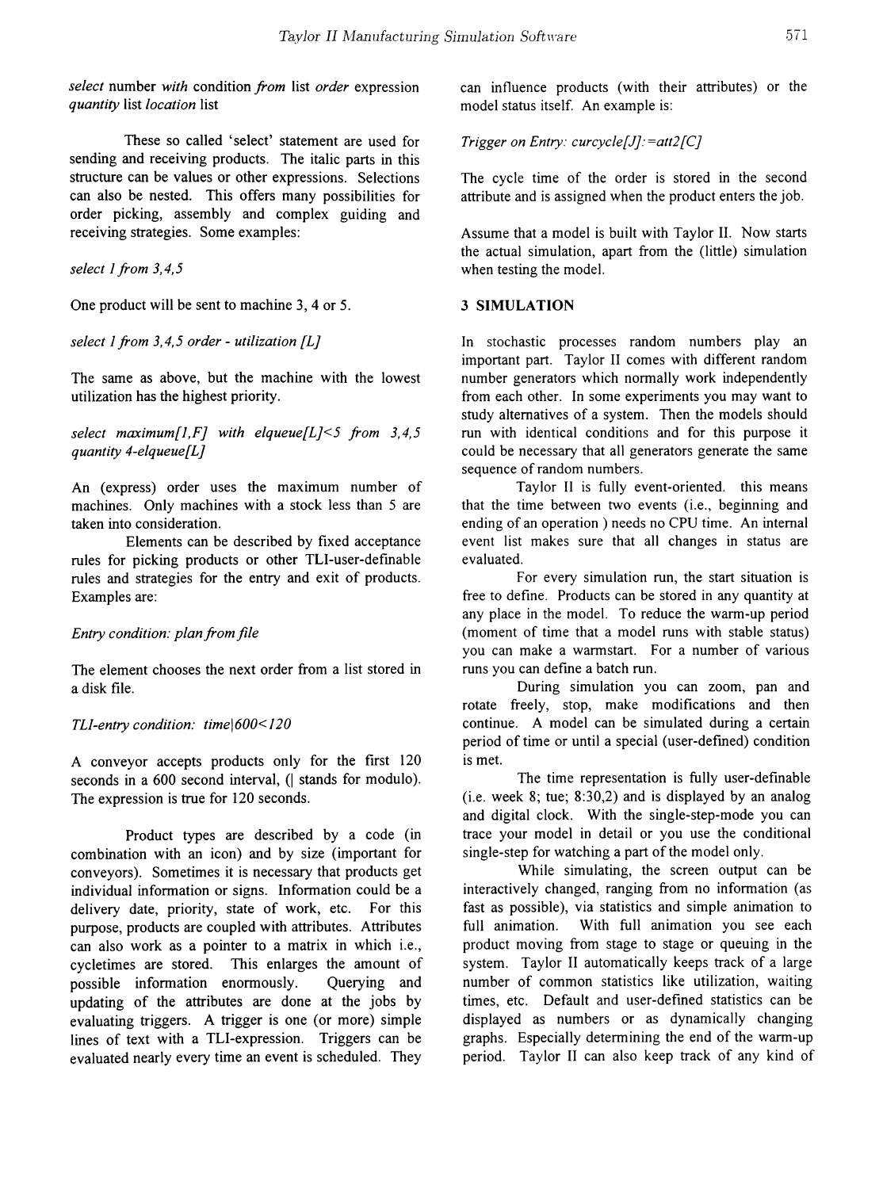*select* number *with* condition *from* list *order* expression *quantity* list *location* list

These so called 'select' statement are used for sending and receiving products. The italic parts in this structure can be values or other expressions. Selections can also be nested. This offers many possibilities for order picking, assembly and complex guiding and receiving strategies. Some examples:

*select 1 from 3,4,5*

One product will be sent to machine 3, 4 or 5.

*select 1 from 3,4,5 order - utilization [L]*

The same as above, but the machine with the lowest utilization has the highest priority.

*select maximum[1,F] with elqueue[L]<5 from 3,4,5 quantity 4-elqueue[L]*

An (express) order uses the maximum number of machines. Only machines with a stock less than 5 are taken into consideration.

Elements can be described by fixed acceptance rules for picking products or other TLI-user-definable rules and strategies for the entry and exit of products. Examples are:

*Entry condition: plan from file*

The element chooses the next order from a list stored in a disk file.

*TLI-entry condition: time|600<120*

A conveyor accepts products only for the first 120 seconds in a 600 second interval, (| stands for modulo). The expression is true for 120 seconds.

Product types are described by a code (in combination with an icon) and by size (important for conveyors). Sometimes it is necessary that products get individual information or signs. Information could be a delivery date, priority, state of work, etc. For this purpose, products are coupled with attributes. Attributes can also work as a pointer to a matrix in which i.e., cycletimes are stored. This enlarges the amount of possible information enormously. Querying and updating of the attributes are done at the jobs by evaluating triggers. A trigger is one (or more) simple lines of text with a TLI-expression. Triggers can be evaluated nearly every time an event is scheduled. They can influence products (with their attributes) or the model status itself. An example is:

*Trigger on Entry: curcycle[J]:=att2[C]*

The cycle time of the order is stored in the second attribute and is assigned when the product enters the job.

Assume that a model is built with Taylor II. Now starts the actual simulation, apart from the (little) simulation when testing the model.

## 3 SIMULATION

In stochastic processes random numbers play an important part. Taylor II comes with different random number generators which normally work independently from each other. In some experiments you may want to study alternatives of a system. Then the models should run with identical conditions and for this purpose it could be necessary that all generators generate the same sequence of random numbers.

Taylor II is fully event-oriented. this means that the time between two events (i.e., beginning and ending of an operation ) needs no CPU time. An internal event list makes sure that all changes in status are evaluated.

For every simulation run, the start situation is free to define. Products can be stored in any quantity at any place in the model. To reduce the warm-up period (moment of time that a model runs with stable status) you can make a warmstart. For a number of various runs you can define a batch run.

During simulation you can zoom, pan and rotate freely, stop, make modifications and then continue. A model can be simulated during a certain period of time or until a special (user-defined) condition is met.

The time representation is fully user-definable (i.e. week 8; tue; 8:30,2) and is displayed by an analog and digital clock. With the single-step-mode you can trace your model in detail or you use the conditional single-step for watching a part of the model only.

While simulating, the screen output can be interactively changed, ranging from no information (as fast as possible), via statistics and simple animation to full animation. With full animation you see each product moving from stage to stage or queuing in the system. Taylor II automatically keeps track of a large number of common statistics like utilization, waiting times, etc. Default and user-defined statistics can be displayed as numbers or as dynamically changing graphs. Especially determining the end of the warm-up period. Taylor II can also keep track of any kind of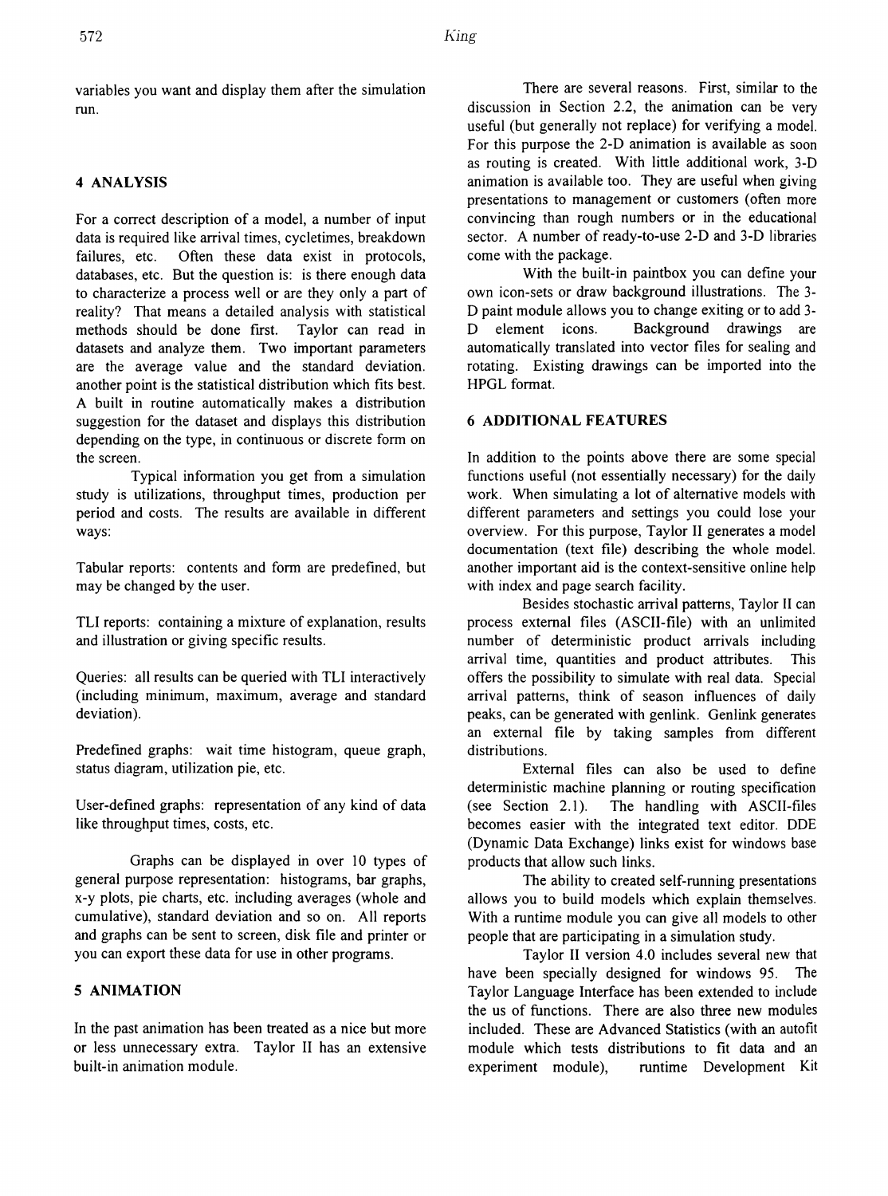variables you want and display them after the simulation run.

## 4 ANALYSIS

For a correct description of a model, a number of input data is required like arrival times, cycletimes, breakdown failures, etc. Often these data exist in protocols, databases, etc. But the question is: is there enough data to characterize a process well or are they only a part of reality? That means a detailed analysis with statistical methods should be done first. Taylor can read in datasets and analyze them. Two important parameters are the average value and the standard deviation. another point is the statistical distribution which fits best. A built in routine automatically makes a distribution suggestion for the dataset and displays this distribution depending on the type, in continuous or discrete form on the screen.

Typical information you get from a simulation study is utilizations, throughput times, production per period and costs. The results are available in different ways:

Tabular reports: contents and form are predefined, but may be changed by the user.

TLI reports: containing a mixture of explanation, results and illustration or giving specific results.

Queries: all results can be queried with TLI interactively (including minimum, maximum, average and standard deviation).

Predefined graphs: wait time histogram, queue graph, status diagram, utilization pie, etc.

User-defined graphs: representation of any kind of data like throughput times, costs, etc.

Graphs can be displayed in over 10 types of general purpose representation: histograms, bar graphs, x-y plots, pie charts, etc. including averages (whole and cumulative), standard deviation and so on. All reports and graphs can be sent to screen, disk file and printer or you can export these data for use in other programs.

## 5 ANIMATION

In the past animation has been treated as a nice but more or less unnecessary extra. Taylor II has an extensive built-in animation module.

There are several reasons. First, similar to the discussion in Section 2.2, the animation can be very useful (but generally not replace) for verifying a model. For this purpose the 2-D animation is available as soon as routing is created. With little additional work, 3-D animation is available too. They are useful when giving presentations to management or customers (often more convincing than rough numbers or in the educational sector. A number of ready-to-use 2-D and 3-D libraries come with the package.

With the built-in paintbox you can define your own icon-sets or draw background illustrations. The 3-D paint module allows you to change exiting or to add 3-D element icons. Background drawings are automatically translated into vector files for sealing and rotating. Existing drawings can be imported into the HPGL format.

## 6 ADDITIONAL FEATURES

In addition to the points above there are some special functions useful (not essentially necessary) for the daily work. When simulating a lot of alternative models with different parameters and settings you could lose your overview. For this purpose, Taylor II generates a model documentation (text file) describing the whole model. another important aid is the context-sensitive online help with index and page search facility.

Besides stochastic arrival patterns, Taylor II can process external files (ASCII-file) with an unlimited number of deterministic product arrivals including arrival time, quantities and product attributes. This offers the possibility to simulate with real data. Special arrival patterns, think of season influences of daily peaks, can be generated with genlink. Genlink generates an external file by taking samples from different distributions.

External files can also be used to define deterministic machine planning or routing specification (see Section 2.1). The handling with ASCII-files becomes easier with the integrated text editor. DDE (Dynamic Data Exchange) links exist for windows base products that allow such links.

The ability to created self-running presentations allows you to build models which explain themselves. With a runtime module you can give all models to other people that are participating in a simulation study.

Taylor II version 4.0 includes several new that have been specially designed for windows 95. The Taylor Language Interface has been extended to include the us of functions. There are also three new modules included. These are Advanced Statistics (with an autofit module which tests distributions to fit data and an experiment module), runtime Development Kit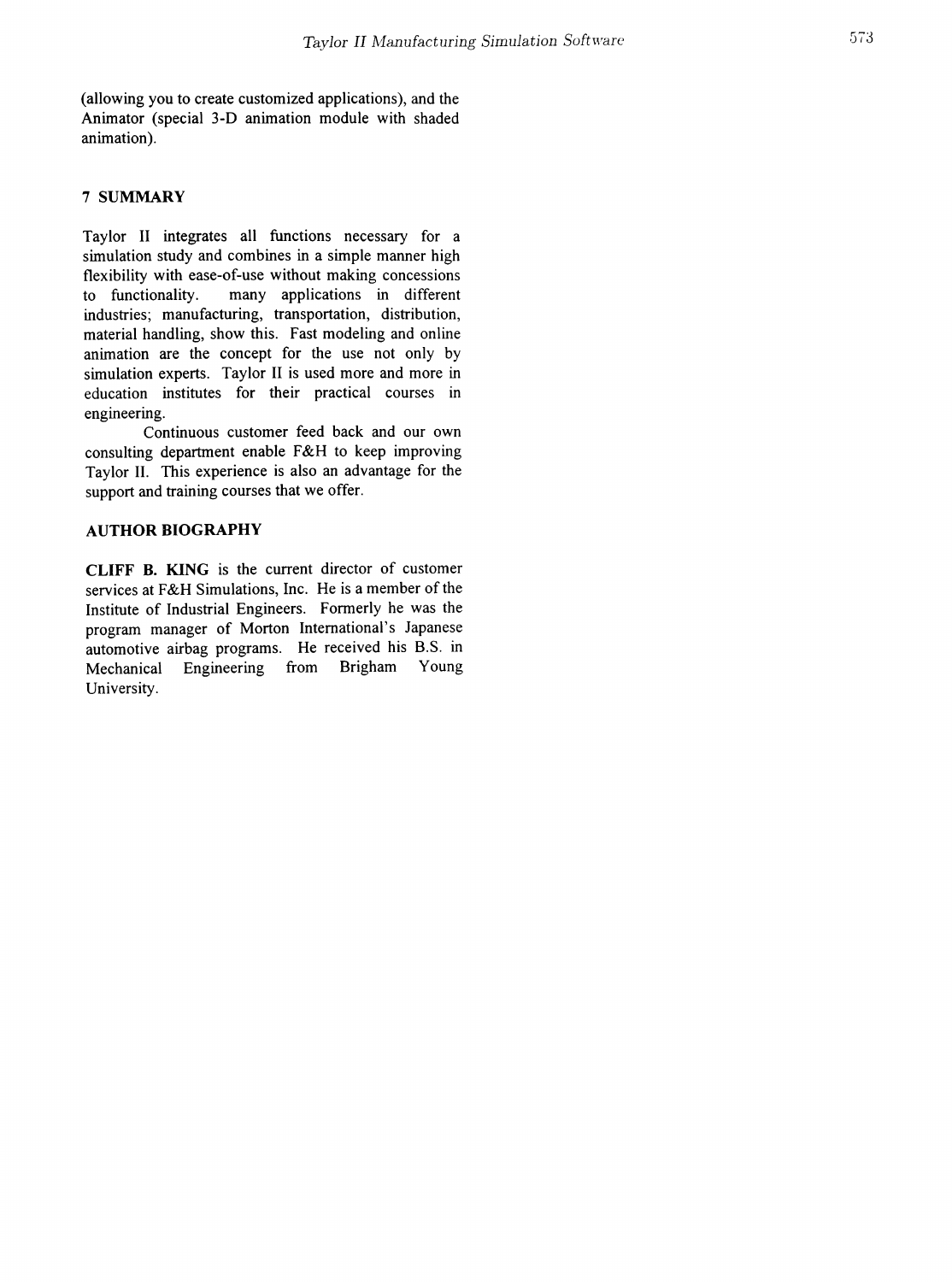(allowing you to create customized applications), and the Animator (special 3-D animation module with shaded animation).

## 7 SUMMARY

Taylor II integrates all functions necessary for a simulation study and combines in a simple manner high flexibility with ease-of-use without making concessions to functionality. many applications in different industries; manufacturing, transportation, distribution, material handling, show this. Fast modeling and online animation are the concept for the use not only by simulation experts. Taylor II is used more and more in education institutes for their practical courses in engineering.

Continuous customer feed back and our own consulting department enable F&H to keep improving Taylor II. This experience is also an advantage for the support and training courses that we offer.

## AUTHOR BIOGRAPHY

**CLIFF B. KING** is the current director of customer services at F&H Simulations, Inc. He is a member of the Institute of Industrial Engineers. Formerly he was the program manager of Morton International's Japanese automotive airbag programs. He received his B.S. in Mechanical Engineering from Brigham Young University.